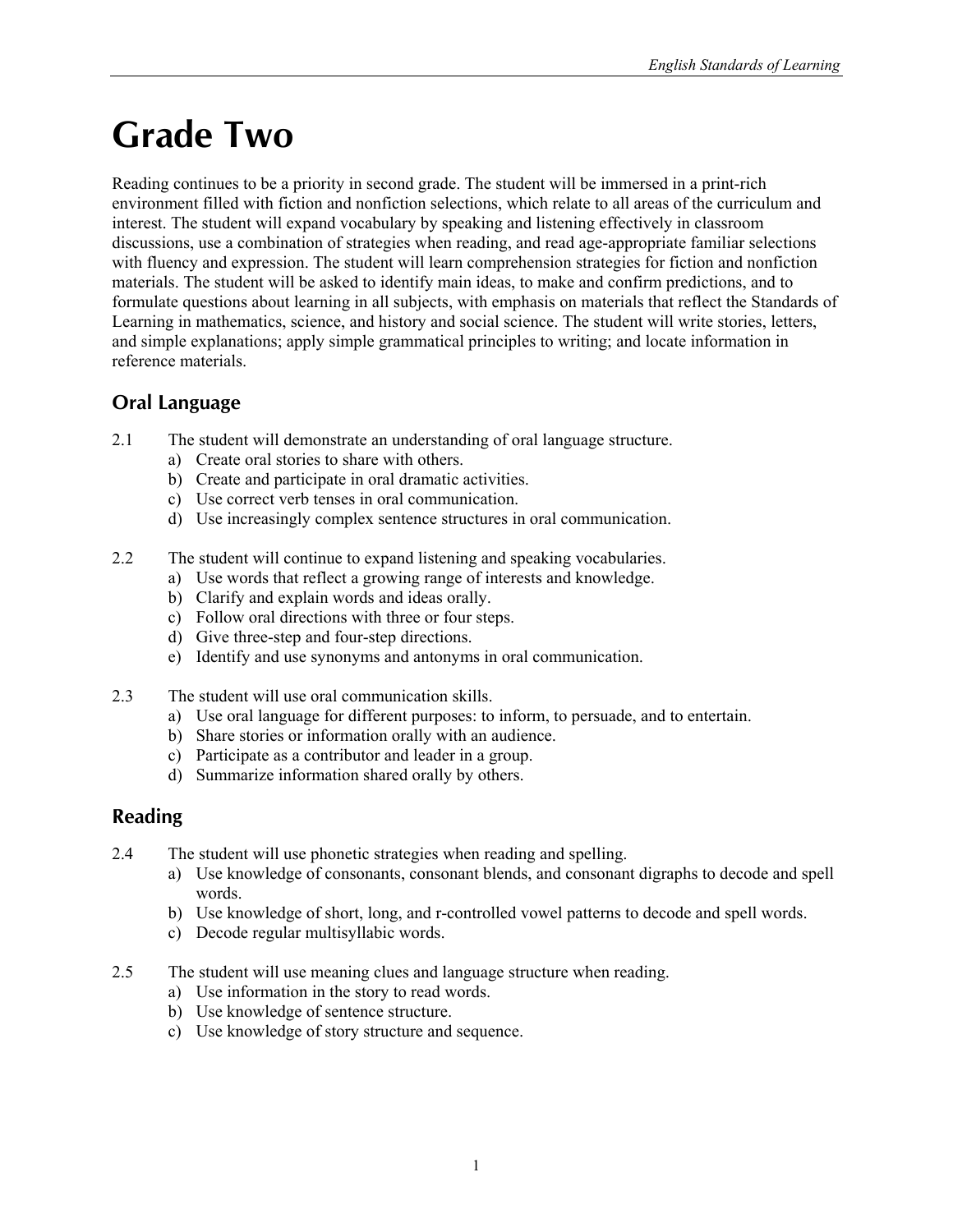# Grade Two

Reading continues to be a priority in second grade. The student will be immersed in a print-rich environment filled with fiction and nonfiction selections, which relate to all areas of the curriculum and interest. The student will expand vocabulary by speaking and listening effectively in classroom discussions, use a combination of strategies when reading, and read age-appropriate familiar selections with fluency and expression. The student will learn comprehension strategies for fiction and nonfiction materials. The student will be asked to identify main ideas, to make and confirm predictions, and to formulate questions about learning in all subjects, with emphasis on materials that reflect the Standards of Learning in mathematics, science, and history and social science. The student will write stories, letters, and simple explanations; apply simple grammatical principles to writing; and locate information in reference materials.

## Oral Language

2.1 The student will demonstrate an understanding of oral language structure.

- a) Create oral stories to share with others.
- b) Create and participate in oral dramatic activities.
- c) Use correct verb tenses in oral communication.
- d) Use increasingly complex sentence structures in oral communication.

2.2 The student will continue to expand listening and speaking vocabularies.

- a) Use words that reflect a growing range of interests and knowledge.
- b) Clarify and explain words and ideas orally.
- c) Follow oral directions with three or four steps.
- d) Give three-step and four-step directions.
- e) Identify and use synonyms and antonyms in oral communication.

2.3 The student will use oral communication skills.

- a) Use oral language for different purposes: to inform, to persuade, and to entertain.
- b) Share stories or information orally with an audience.
- c) Participate as a contributor and leader in a group.
- d) Summarize information shared orally by others.

## Reading

2.4 The student will use phonetic strategies when reading and spelling.

- a) Use knowledge of consonants, consonant blends, and consonant digraphs to decode and spell words.
- b) Use knowledge of short, long, and r-controlled vowel patterns to decode and spell words.
- c) Decode regular multisyllabic words.

2.5 The student will use meaning clues and language structure when reading.

- a) Use information in the story to read words.
- b) Use knowledge of sentence structure.
- c) Use knowledge of story structure and sequence.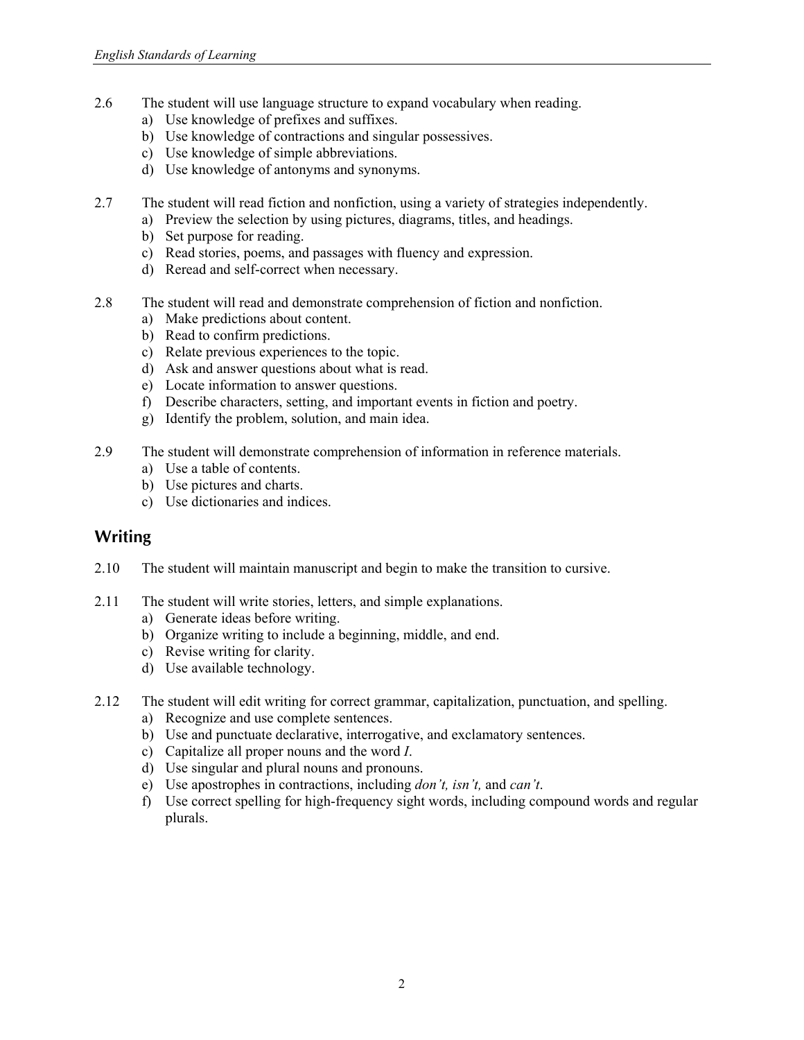2.6 The student will use language structure to expand vocabulary when reading.

a) Use knowledge of prefixes and suffixes.
b) Use knowledge of contractions and singular possessives.
c) Use knowledge of simple abbreviations.
d) Use knowledge of antonyms and synonyms.

2.7 The student will read fiction and nonfiction, using a variety of strategies independently.

a) Preview the selection by using pictures, diagrams, titles, and headings.
b) Set purpose for reading.
c) Read stories, poems, and passages with fluency and expression.
d) Reread and self-correct when necessary.

2.8 The student will read and demonstrate comprehension of fiction and nonfiction.

a) Make predictions about content.
b) Read to confirm predictions.
c) Relate previous experiences to the topic.
d) Ask and answer questions about what is read.
e) Locate information to answer questions.
f) Describe characters, setting, and important events in fiction and poetry.
g) Identify the problem, solution, and main idea.

2.9 The student will demonstrate comprehension of information in reference materials.

a) Use a table of contents.
b) Use pictures and charts.
c) Use dictionaries and indices.

## Writing

2.10 The student will maintain manuscript and begin to make the transition to cursive.

2.11 The student will write stories, letters, and simple explanations.

a) Generate ideas before writing.
b) Organize writing to include a beginning, middle, and end.
c) Revise writing for clarity.
d) Use available technology.

2.12 The student will edit writing for correct grammar, capitalization, punctuation, and spelling.

a) Recognize and use complete sentences.
b) Use and punctuate declarative, interrogative, and exclamatory sentences.
c) Capitalize all proper nouns and the word *I*.
d) Use singular and plural nouns and pronouns.
e) Use apostrophes in contractions, including *don't, isn't,* and *can't*.
f) Use correct spelling for high-frequency sight words, including compound words and regular plurals.